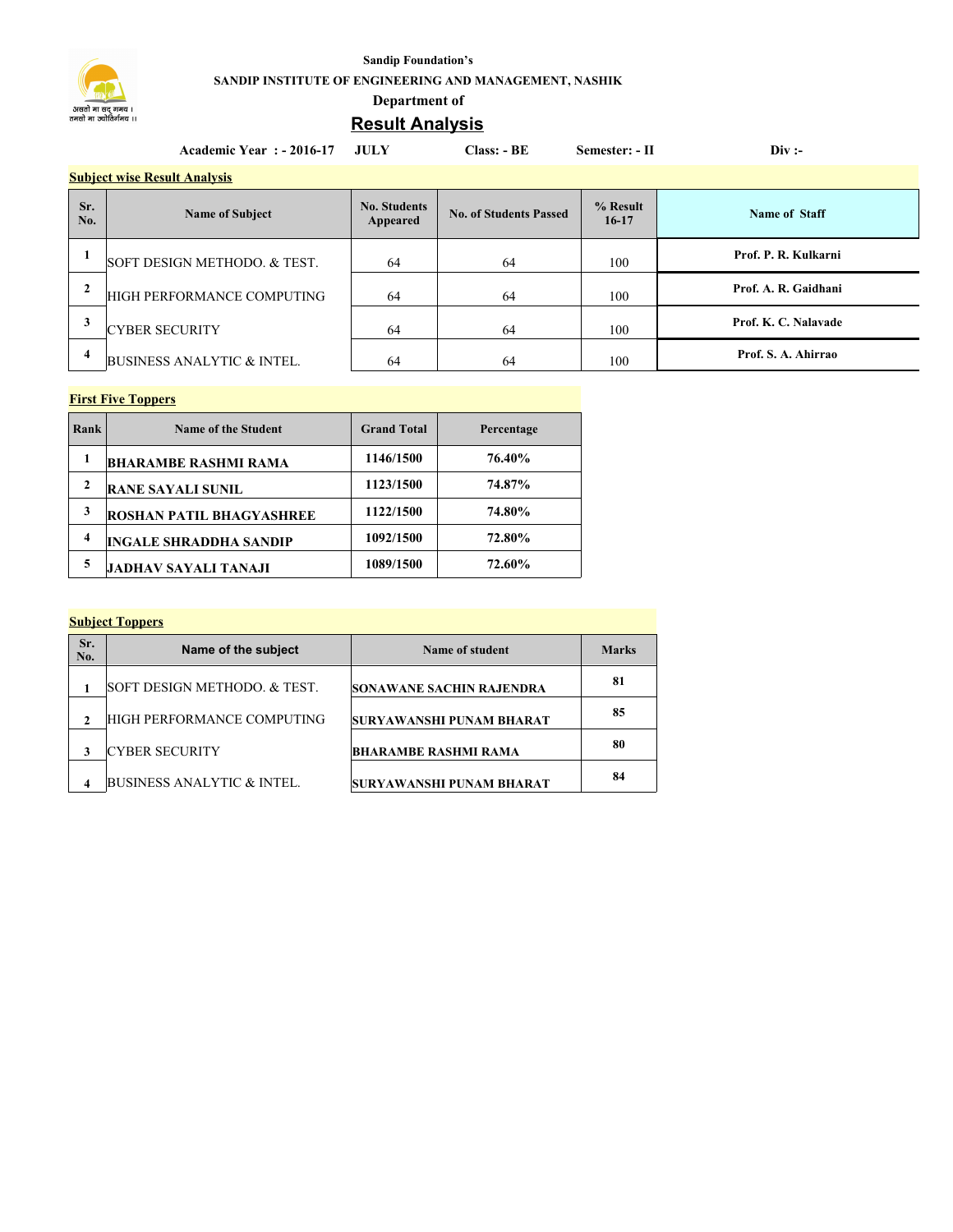Sandip Foundation's

SANDIP INSTITUTE OF ENGINEERING AND MANAGEMENT, NASHIK

Department of

# Result Analysis

Academic Year : - 2016-17 JULY Class: - BE Semester: - II Div :-

**Subject wise Result Analysis**

| Sr. No. | Name of Subject | No. Students Appeared | No. of Students Passed | % Result 16-17 | Name of Staff |
|---|---|---|---|---|---|
| 1 | SOFT DESIGN METHODO. & TEST. | 64 | 64 | 100 | Prof. P. R. Kulkarni |
| 2 | HIGH PERFORMANCE COMPUTING | 64 | 64 | 100 | Prof. A. R. Gaidhani |
| 3 | CYBER SECURITY | 64 | 64 | 100 | Prof. K. C. Nalavade |
| 4 | BUSINESS ANALYTIC & INTEL. | 64 | 64 | 100 | Prof. S. A. Ahirrao |

**First Five Toppers**

| Rank | Name of the Student | Grand Total | Percentage |
|---|---|---|---|
| 1 | BHARAMBE RASHMI RAMA | 1146/1500 | 76.40% |
| 2 | RANE SAYALI SUNIL | 1123/1500 | 74.87% |
| 3 | ROSHAN PATIL BHAGYASHREE | 1122/1500 | 74.80% |
| 4 | INGALE SHRADDHA SANDIP | 1092/1500 | 72.80% |
| 5 | JADHAV SAYALI TANAJI | 1089/1500 | 72.60% |

**Subject Toppers**

| Sr. No. | Name of the subject | Name of student | Marks |
|---|---|---|---|
| 1 | SOFT DESIGN METHODO. & TEST. | SONAWANE SACHIN RAJENDRA | 81 |
| 2 | HIGH PERFORMANCE COMPUTING | SURYAWANSHI PUNAM BHARAT | 85 |
| 3 | CYBER SECURITY | BHARAMBE RASHMI RAMA | 80 |
| 4 | BUSINESS ANALYTIC & INTEL. | SURYAWANSHI PUNAM BHARAT | 84 |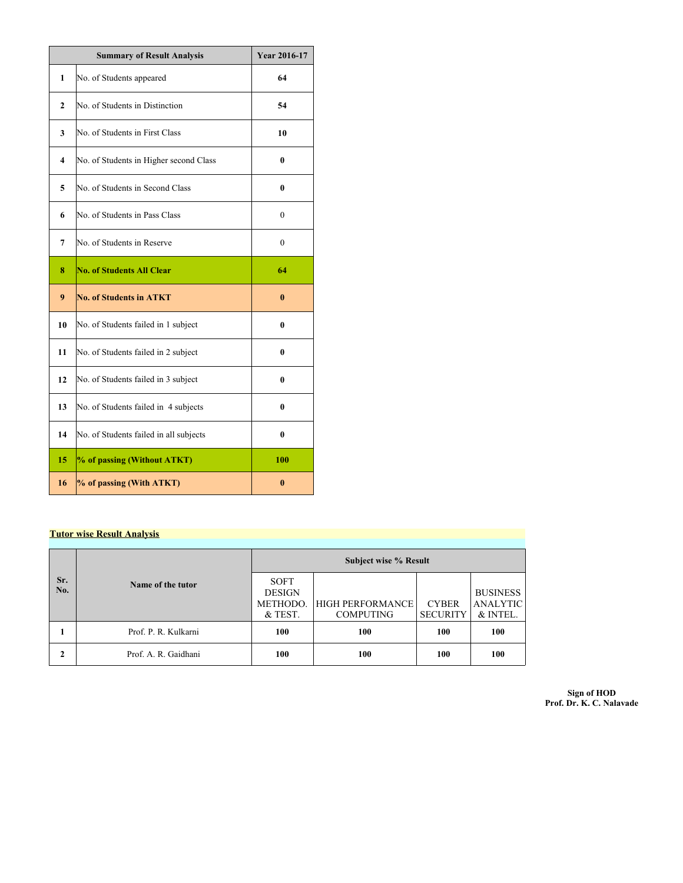| | Summary of Result Analysis | Year 2016-17 |
|---|---|---|
| 1 | No. of Students appeared | **64** |
| 2 | No. of Students in Distinction | **54** |
| 3 | No. of Students in First Class | **10** |
| 4 | No. of Students in Higher second Class | **0** |
| 5 | No. of Students in Second Class | **0** |
| 6 | No. of Students in Pass Class | 0 |
| 7 | No. of Students in Reserve | 0 |
| **8** | **No. of Students All Clear** | **64** |
| **9** | **No. of Students in ATKT** | **0** |
| 10 | No. of Students failed in 1 subject | **0** |
| 11 | No. of Students failed in 2 subject | **0** |
| 12 | No. of Students failed in 3 subject | **0** |
| 13 | No. of Students failed in 4 subjects | **0** |
| 14 | No. of Students failed in all subjects | **0** |
| **15** | **% of passing (Without ATKT)** | **100** |
| **16** | **% of passing (With ATKT)** | **0** |

**Tutor wise Result Analysis**

| Sr. No. | Name of the tutor | Subject wise % Result | | | |
|---|---|---|---|---|---|
| | | SOFT DESIGN METHODO. & TEST. | HIGH PERFORMANCE COMPUTING | CYBER SECURITY | BUSINESS ANALYTIC & INTEL. |
| 1 | Prof. P. R. Kulkarni | **100** | **100** | **100** | **100** |
| 2 | Prof. A. R. Gaidhani | **100** | **100** | **100** | **100** |

**Sign of HOD**
**Prof. Dr. K. C. Nalavade**